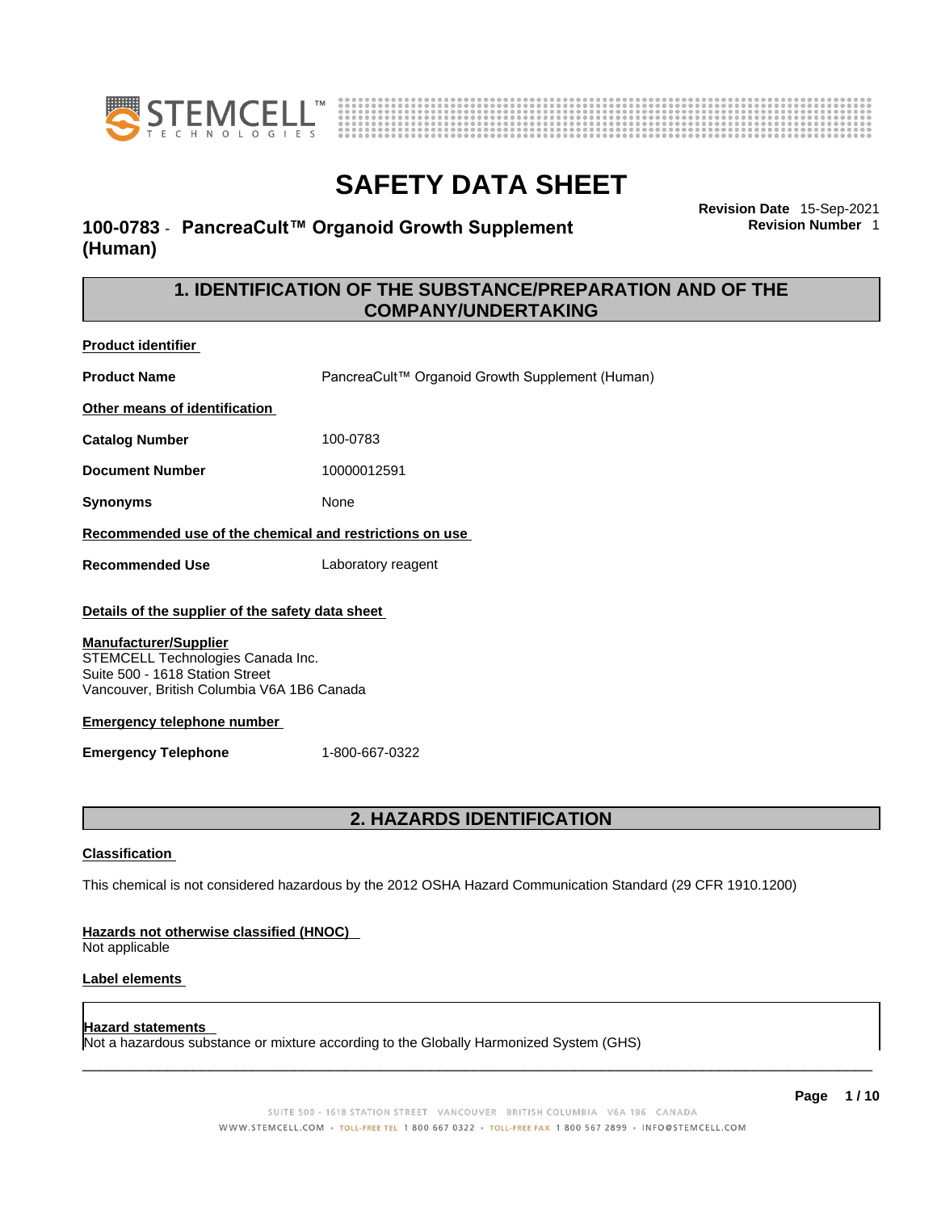# SAFETY DATA SHEET

**100-0783 - PancreaCult™ Organoid Growth Supplement (Human)**

**Revision Date** 15-Sep-2021
**Revision Number** 1

## 1. IDENTIFICATION OF THE SUBSTANCE/PREPARATION AND OF THE COMPANY/UNDERTAKING

**Product identifier**

**Product Name** PancreaCult™ Organoid Growth Supplement (Human)

**Other means of identification**

**Catalog Number** 100-0783

**Document Number** 10000012591

**Synonyms** None

**Recommended use of the chemical and restrictions on use**

**Recommended Use** Laboratory reagent

**Details of the supplier of the safety data sheet**

**Manufacturer/Supplier**
STEMCELL Technologies Canada Inc.
Suite 500 - 1618 Station Street
Vancouver, British Columbia V6A 1B6 Canada

**Emergency telephone number**

**Emergency Telephone** 1-800-667-0322

## 2. HAZARDS IDENTIFICATION

**Classification**

This chemical is not considered hazardous by the 2012 OSHA Hazard Communication Standard (29 CFR 1910.1200)

**Hazards not otherwise classified (HNOC)**
Not applicable

**Label elements**

**Hazard statements**
Not a hazardous substance or mixture according to the Globally Harmonized System (GHS)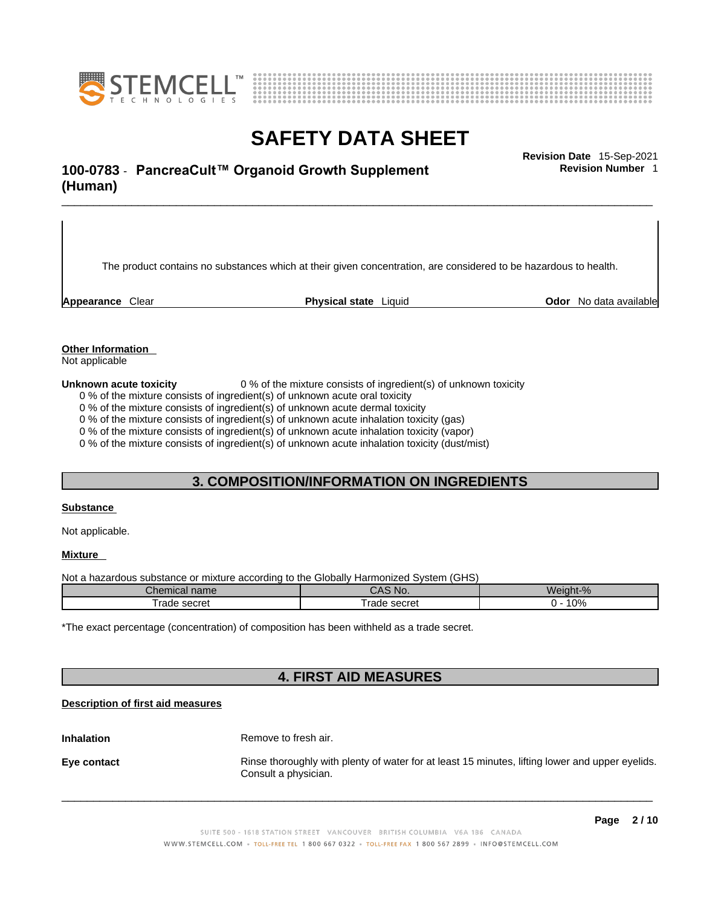The product contains no substances which at their given concentration, are considered to be hazardous to health.

**Appearance** Clear **Physical state** Liquid **Odor** No data available

**Other Information**
Not applicable

**Unknown acute toxicity** 0 % of the mixture consists of ingredient(s) of unknown toxicity

0 % of the mixture consists of ingredient(s) of unknown acute oral toxicity
0 % of the mixture consists of ingredient(s) of unknown acute dermal toxicity
0 % of the mixture consists of ingredient(s) of unknown acute inhalation toxicity (gas)
0 % of the mixture consists of ingredient(s) of unknown acute inhalation toxicity (vapor)
0 % of the mixture consists of ingredient(s) of unknown acute inhalation toxicity (dust/mist)

## 3. COMPOSITION/INFORMATION ON INGREDIENTS

**Substance**

Not applicable.

**Mixture**

Not a hazardous substance or mixture according to the Globally Harmonized System (GHS)

| Chemical name | CAS No. | Weight-% |
|---|---|---|
| Trade secret | Trade secret | 0 - 10% |

*The exact percentage (concentration) of composition has been withheld as a trade secret.

## 4. FIRST AID MEASURES

**Description of first aid measures**

**Inhalation** Remove to fresh air.

**Eye contact** Rinse thoroughly with plenty of water for at least 15 minutes, lifting lower and upper eyelids. Consult a physician.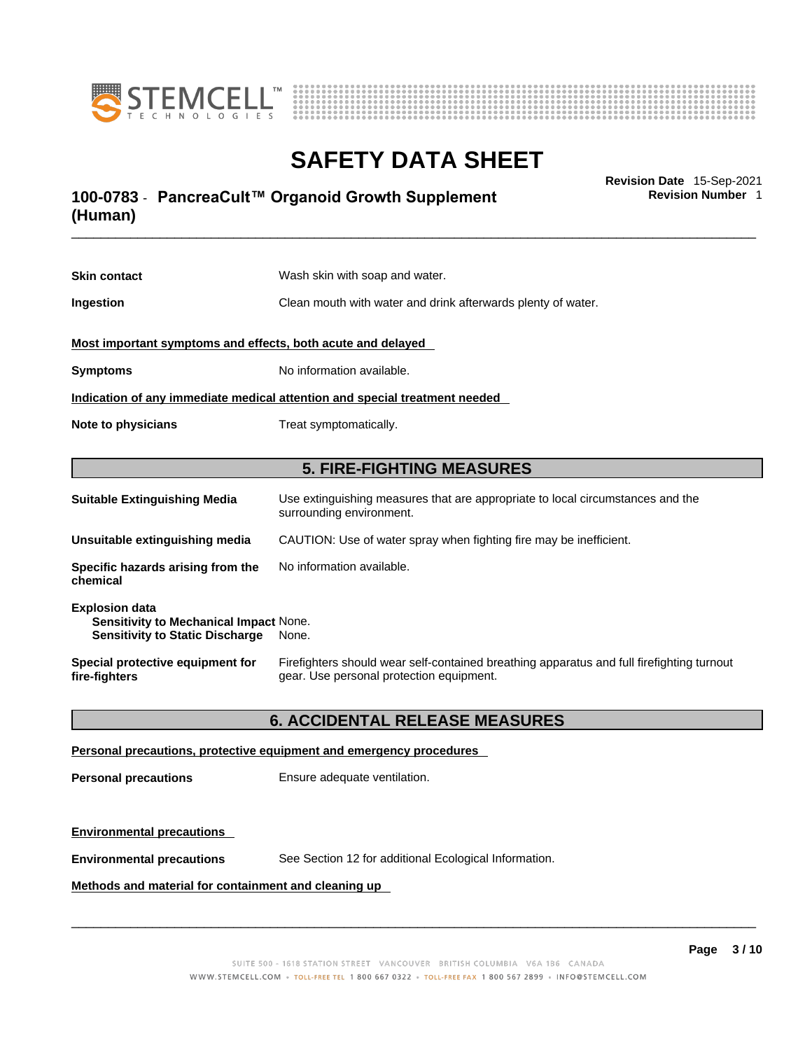**Skin contact** Wash skin with soap and water.

**Ingestion** Clean mouth with water and drink afterwards plenty of water.

**Most important symptoms and effects, both acute and delayed**

**Symptoms** No information available.

**Indication of any immediate medical attention and special treatment needed**

**Note to physicians** Treat symptomatically.

## 5. FIRE-FIGHTING MEASURES

**Suitable Extinguishing Media** Use extinguishing measures that are appropriate to local circumstances and the surrounding environment.

**Unsuitable extinguishing media** CAUTION: Use of water spray when fighting fire may be inefficient.

**Specific hazards arising from the chemical** No information available.

**Explosion data**
**Sensitivity to Mechanical Impact** None.
**Sensitivity to Static Discharge** None.

**Special protective equipment for fire-fighters** Firefighters should wear self-contained breathing apparatus and full firefighting turnout gear. Use personal protection equipment.

## 6. ACCIDENTAL RELEASE MEASURES

**Personal precautions, protective equipment and emergency procedures**

**Personal precautions** Ensure adequate ventilation.

**Environmental precautions**

**Environmental precautions** See Section 12 for additional Ecological Information.

**Methods and material for containment and cleaning up**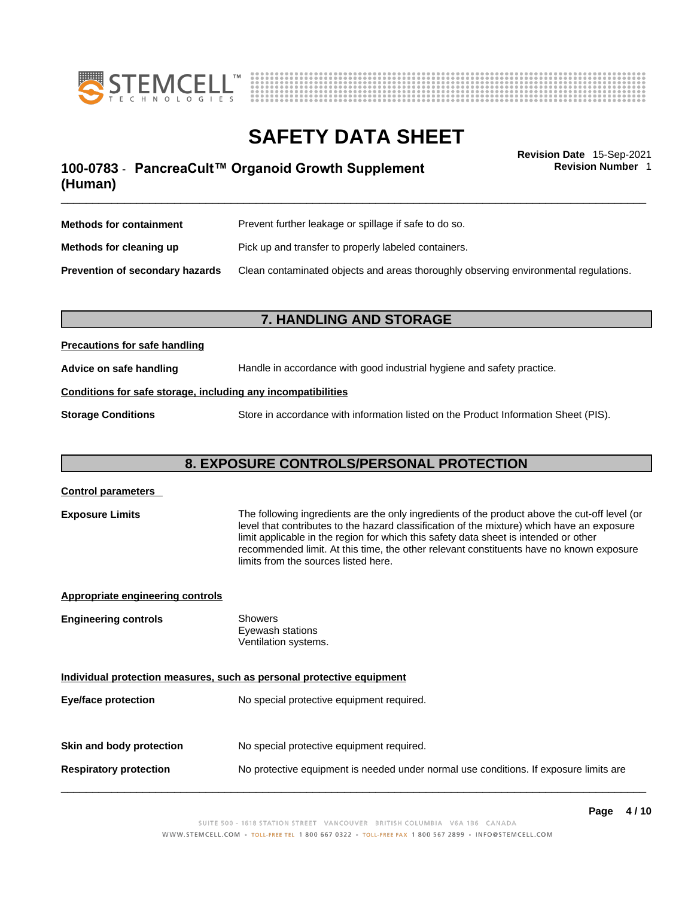| | |
|---|---|
| **Methods for containment** | Prevent further leakage or spillage if safe to do so. |
| **Methods for cleaning up** | Pick up and transfer to properly labeled containers. |
| **Prevention of secondary hazards** | Clean contaminated objects and areas thoroughly observing environmental regulations. |

## 7. HANDLING AND STORAGE

**Precautions for safe handling**

**Advice on safe handling** Handle in accordance with good industrial hygiene and safety practice.

**Conditions for safe storage, including any incompatibilities**

**Storage Conditions** Store in accordance with information listed on the Product Information Sheet (PIS).

## 8. EXPOSURE CONTROLS/PERSONAL PROTECTION

**Control parameters**

**Exposure Limits** The following ingredients are the only ingredients of the product above the cut-off level (or level that contributes to the hazard classification of the mixture) which have an exposure limit applicable in the region for which this safety data sheet is intended or other recommended limit. At this time, the other relevant constituents have no known exposure limits from the sources listed here.

**Appropriate engineering controls**

**Engineering controls**
- Showers
- Eyewash stations
- Ventilation systems.

**Individual protection measures, such as personal protective equipment**

**Eye/face protection** No special protective equipment required.

**Skin and body protection** No special protective equipment required.

**Respiratory protection** No protective equipment is needed under normal use conditions. If exposure limits are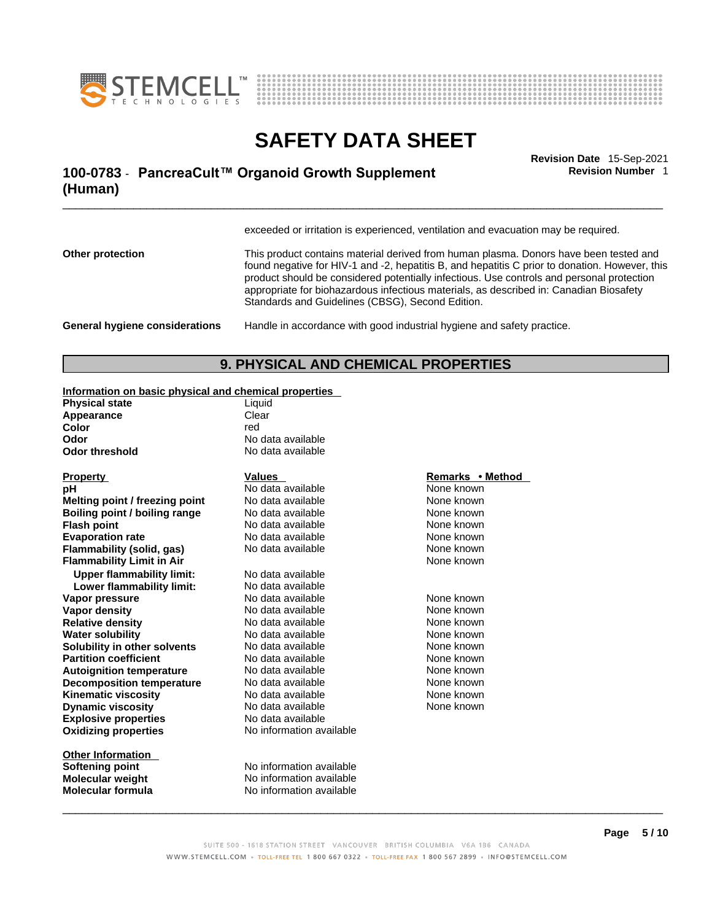exceeded or irritation is experienced, ventilation and evacuation may be required.

**Other protection** This product contains material derived from human plasma. Donors have been tested and found negative for HIV-1 and -2, hepatitis B, and hepatitis C prior to donation. However, this product should be considered potentially infectious. Use controls and personal protection appropriate for biohazardous infectious materials, as described in: Canadian Biosafety Standards and Guidelines (CBSG), Second Edition.

**General hygiene considerations** Handle in accordance with good industrial hygiene and safety practice.

## 9. PHYSICAL AND CHEMICAL PROPERTIES

**Information on basic physical and chemical properties**

| | |
|---|---|
| **Physical state** | Liquid |
| **Appearance** | Clear |
| **Color** | red |
| **Odor** | No data available |
| **Odor threshold** | No data available |

| **Property** | **Values** | **Remarks • Method** |
|---|---|---|
| **pH** | No data available | None known |
| **Melting point / freezing point** | No data available | None known |
| **Boiling point / boiling range** | No data available | None known |
| **Flash point** | No data available | None known |
| **Evaporation rate** | No data available | None known |
| **Flammability (solid, gas)** | No data available | None known |
| **Flammability Limit in Air** | | None known |
| **Upper flammability limit:** | No data available | |
| **Lower flammability limit:** | No data available | |
| **Vapor pressure** | No data available | None known |
| **Vapor density** | No data available | None known |
| **Relative density** | No data available | None known |
| **Water solubility** | No data available | None known |
| **Solubility in other solvents** | No data available | None known |
| **Partition coefficient** | No data available | None known |
| **Autoignition temperature** | No data available | None known |
| **Decomposition temperature** | No data available | None known |
| **Kinematic viscosity** | No data available | None known |
| **Dynamic viscosity** | No data available | None known |
| **Explosive properties** | No data available | |
| **Oxidizing properties** | No information available | |

**Other Information**

| | |
|---|---|
| **Softening point** | No information available |
| **Molecular weight** | No information available |
| **Molecular formula** | No information available |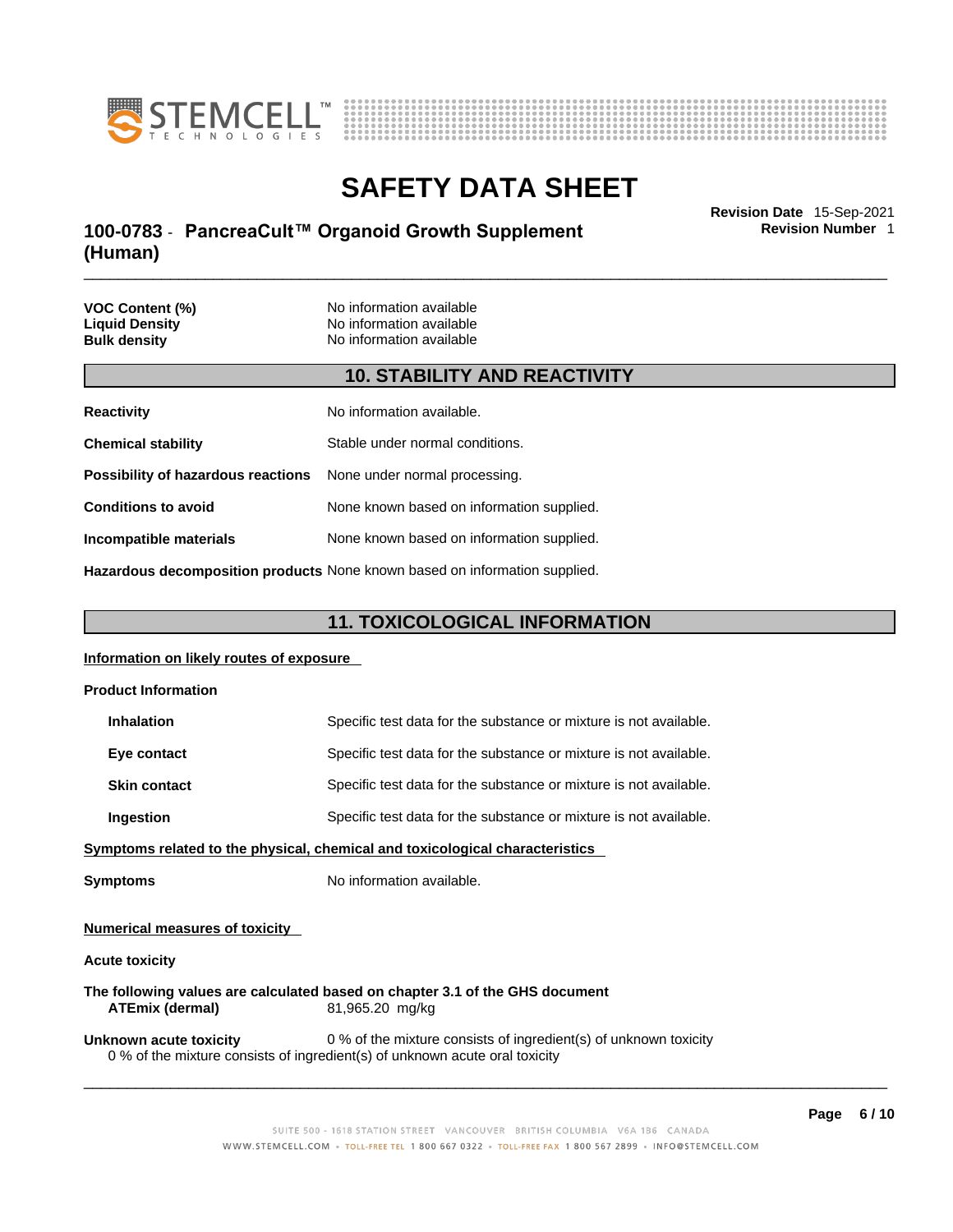| | |
|---|---|
| **VOC Content (%)** | No information available |
| **Liquid Density** | No information available |
| **Bulk density** | No information available |

## 10. STABILITY AND REACTIVITY

| | |
|---|---|
| **Reactivity** | No information available. |
| **Chemical stability** | Stable under normal conditions. |
| **Possibility of hazardous reactions** | None under normal processing. |
| **Conditions to avoid** | None known based on information supplied. |
| **Incompatible materials** | None known based on information supplied. |
| **Hazardous decomposition products** | None known based on information supplied. |

## 11. TOXICOLOGICAL INFORMATION

**Information on likely routes of exposure**

**Product Information**

| | |
|---|---|
| **Inhalation** | Specific test data for the substance or mixture is not available. |
| **Eye contact** | Specific test data for the substance or mixture is not available. |
| **Skin contact** | Specific test data for the substance or mixture is not available. |
| **Ingestion** | Specific test data for the substance or mixture is not available. |

**Symptoms related to the physical, chemical and toxicological characteristics**

**Symptoms** No information available.

**Numerical measures of toxicity**

**Acute toxicity**

**The following values are calculated based on chapter 3.1 of the GHS document**

**ATEmix (dermal)** 81,965.20 mg/kg

**Unknown acute toxicity** 0 % of the mixture consists of ingredient(s) of unknown toxicity

0 % of the mixture consists of ingredient(s) of unknown acute oral toxicity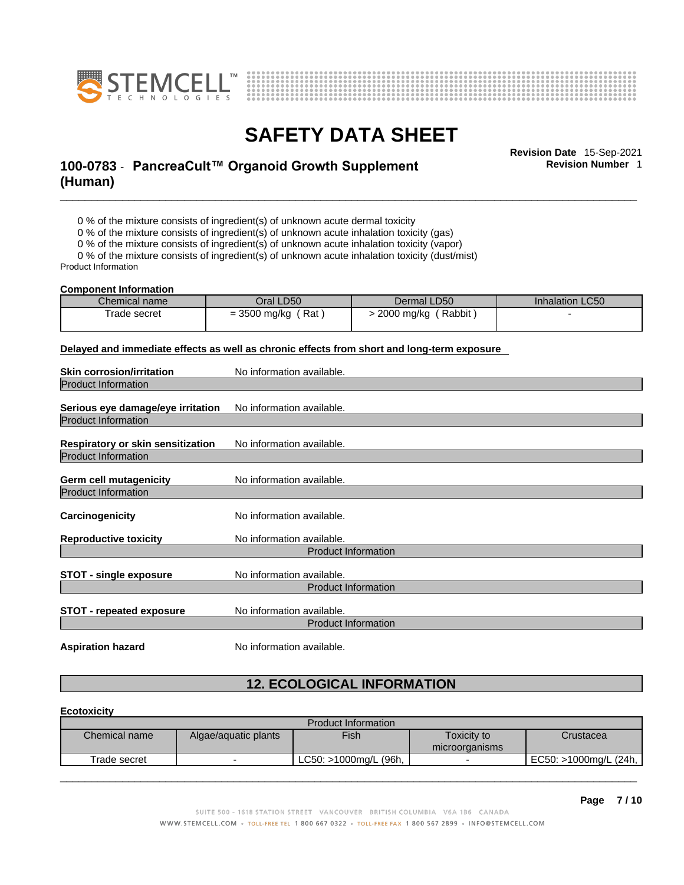0 % of the mixture consists of ingredient(s) of unknown acute dermal toxicity
0 % of the mixture consists of ingredient(s) of unknown acute inhalation toxicity (gas)
0 % of the mixture consists of ingredient(s) of unknown acute inhalation toxicity (vapor)
0 % of the mixture consists of ingredient(s) of unknown acute inhalation toxicity (dust/mist)

Product Information

**Component Information**

| Chemical name | Oral LD50 | Dermal LD50 | Inhalation LC50 |
|---|---|---|---|
| Trade secret | = 3500 mg/kg ( Rat ) | > 2000 mg/kg ( Rabbit ) | - |

**Delayed and immediate effects as well as chronic effects from short and long-term exposure**

**Skin corrosion/irritation** No information available.

Product Information

**Serious eye damage/eye irritation** No information available.

Product Information

**Respiratory or skin sensitization** No information available.

Product Information

**Germ cell mutagenicity** No information available.

Product Information

**Carcinogenicity** No information available.

**Reproductive toxicity** No information available.

Product Information

**STOT - single exposure** No information available.

Product Information

**STOT - repeated exposure** No information available.

Product Information

**Aspiration hazard** No information available.

## 12. ECOLOGICAL INFORMATION

**Ecotoxicity**

| Product Information | | | | |
|---|---|---|---|---|
| Chemical name | Algae/aquatic plants | Fish | Toxicity to microorganisms | Crustacea |
| Trade secret | - | LC50: >1000mg/L (96h, | - | EC50: >1000mg/L (24h, |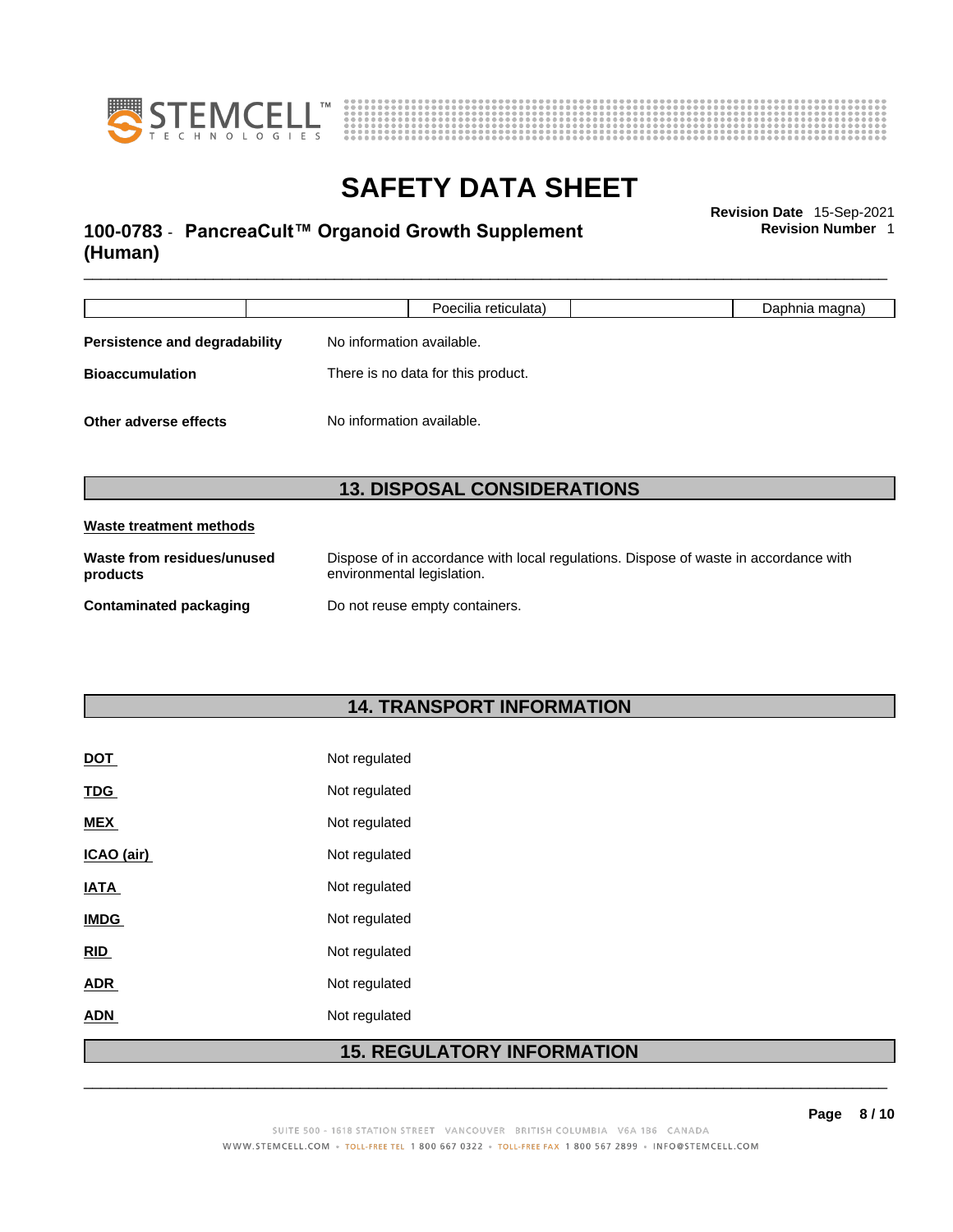|  |  | Poecilia reticulata) |  | Daphnia magna) |
|---|---|---|---|---|

**Persistence and degradability** No information available.

**Bioaccumulation** There is no data for this product.

**Other adverse effects** No information available.

## 13. DISPOSAL CONSIDERATIONS

**Waste treatment methods**

**Waste from residues/unused products** Dispose of in accordance with local regulations. Dispose of waste in accordance with environmental legislation.

**Contaminated packaging** Do not reuse empty containers.

## 14. TRANSPORT INFORMATION

| | |
|---|---|
| **DOT** | Not regulated |
| **TDG** | Not regulated |
| **MEX** | Not regulated |
| **ICAO (air)** | Not regulated |
| **IATA** | Not regulated |
| **IMDG** | Not regulated |
| **RID** | Not regulated |
| **ADR** | Not regulated |
| **ADN** | Not regulated |

## 15. REGULATORY INFORMATION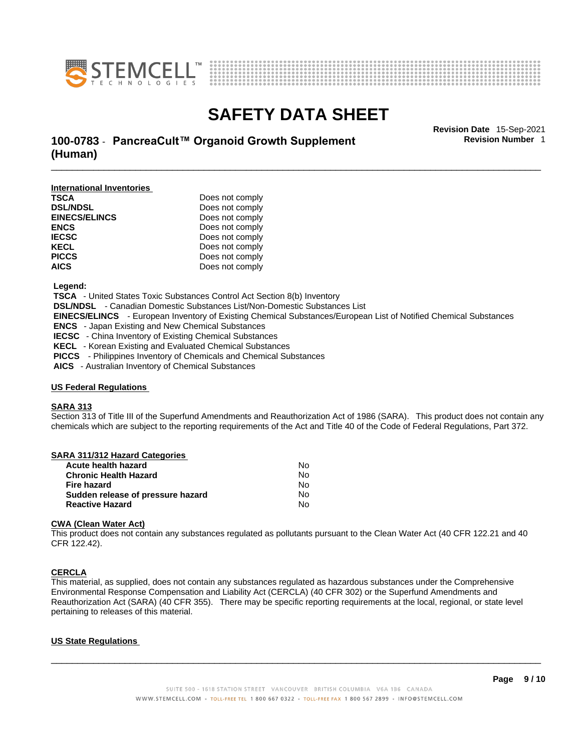#### International Inventories

| | |
|---|---|
| **TSCA** | Does not comply |
| **DSL/NDSL** | Does not comply |
| **EINECS/ELINCS** | Does not comply |
| **ENCS** | Does not comply |
| **IECSC** | Does not comply |
| **KECL** | Does not comply |
| **PICCS** | Does not comply |
| **AICS** | Does not comply |

**Legend:**

**TSCA** - United States Toxic Substances Control Act Section 8(b) Inventory
**DSL/NDSL** - Canadian Domestic Substances List/Non-Domestic Substances List
**EINECS/ELINCS** - European Inventory of Existing Chemical Substances/European List of Notified Chemical Substances
**ENCS** - Japan Existing and New Chemical Substances
**IECSC** - China Inventory of Existing Chemical Substances
**KECL** - Korean Existing and Evaluated Chemical Substances
**PICCS** - Philippines Inventory of Chemicals and Chemical Substances
**AICS** - Australian Inventory of Chemical Substances

#### US Federal Regulations

#### SARA 313

Section 313 of Title III of the Superfund Amendments and Reauthorization Act of 1986 (SARA). This product does not contain any chemicals which are subject to the reporting requirements of the Act and Title 40 of the Code of Federal Regulations, Part 372.

#### SARA 311/312 Hazard Categories

| | |
|---|---|
| **Acute health hazard** | No |
| **Chronic Health Hazard** | No |
| **Fire hazard** | No |
| **Sudden release of pressure hazard** | No |
| **Reactive Hazard** | No |

#### CWA (Clean Water Act)

This product does not contain any substances regulated as pollutants pursuant to the Clean Water Act (40 CFR 122.21 and 40 CFR 122.42).

#### CERCLA

This material, as supplied, does not contain any substances regulated as hazardous substances under the Comprehensive Environmental Response Compensation and Liability Act (CERCLA) (40 CFR 302) or the Superfund Amendments and Reauthorization Act (SARA) (40 CFR 355). There may be specific reporting requirements at the local, regional, or state level pertaining to releases of this material.

#### US State Regulations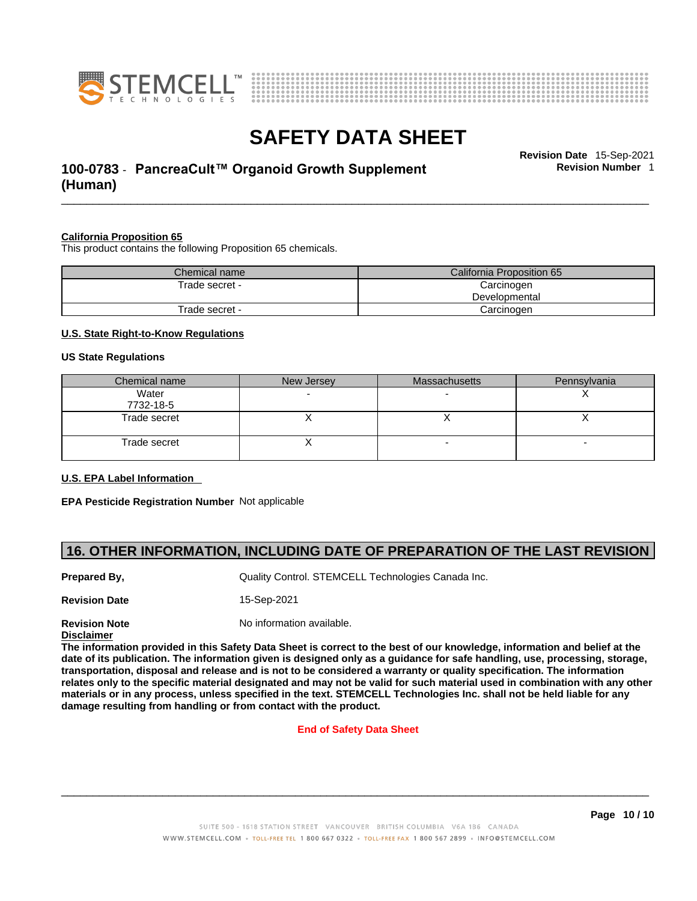**California Proposition 65**

This product contains the following Proposition 65 chemicals.

| Chemical name | California Proposition 65 |
| --- | --- |
| Trade secret - | Carcinogen Developmental |
| Trade secret - | Carcinogen |

**U.S. State Right-to-Know Regulations**

**US State Regulations**

| Chemical name | New Jersey | Massachusetts | Pennsylvania |
| --- | --- | --- | --- |
| Water 7732-18-5 | - | - | X |
| Trade secret | X | X | X |
| Trade secret | X | - | - |

**U.S. EPA Label Information**

**EPA Pesticide Registration Number** Not applicable

## 16. OTHER INFORMATION, INCLUDING DATE OF PREPARATION OF THE LAST REVISION

**Prepared By,** Quality Control. STEMCELL Technologies Canada Inc.

**Revision Date** 15-Sep-2021

**Revision Note** No information available.

**Disclaimer**

**The information provided in this Safety Data Sheet is correct to the best of our knowledge, information and belief at the date of its publication. The information given is designed only as a guidance for safe handling, use, processing, storage, transportation, disposal and release and is not to be considered a warranty or quality specification. The information relates only to the specific material designated and may not be valid for such material used in combination with any other materials or in any process, unless specified in the text. STEMCELL Technologies Inc. shall not be held liable for any damage resulting from handling or from contact with the product.**

**End of Safety Data Sheet**